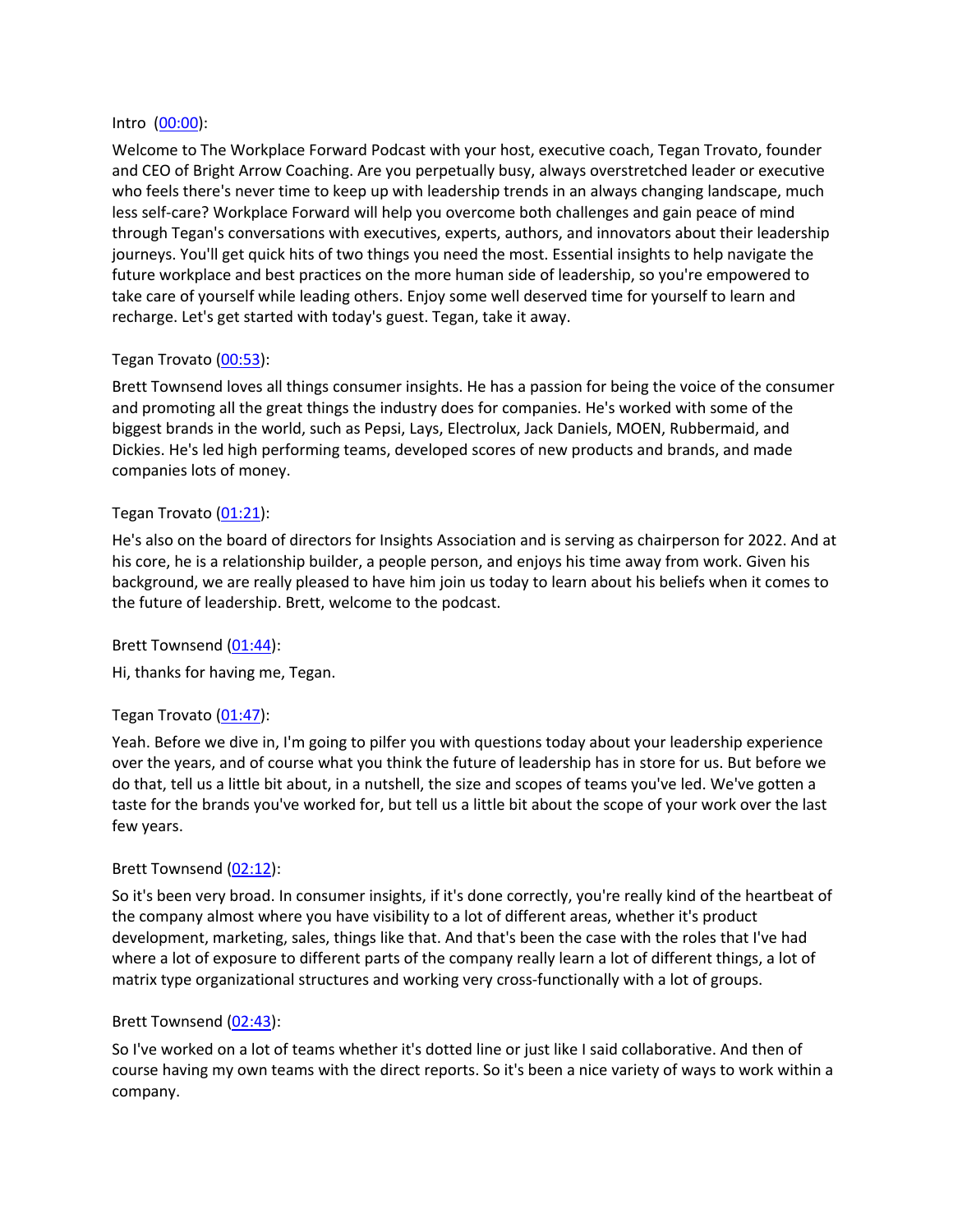Intro ([00:00](#)):

Welcome to The Workplace Forward Podcast with your host, executive coach, Tegan Trovato, founder and CEO of Bright Arrow Coaching. Are you perpetually busy, always overstretched leader or executive who feels there's never time to keep up with leadership trends in an always changing landscape, much less self-care? Workplace Forward will help you overcome both challenges and gain peace of mind through Tegan's conversations with executives, experts, authors, and innovators about their leadership journeys. You'll get quick hits of two things you need the most. Essential insights to help navigate the future workplace and best practices on the more human side of leadership, so you're empowered to take care of yourself while leading others. Enjoy some well deserved time for yourself to learn and recharge. Let's get started with today's guest. Tegan, take it away.

Tegan Trovato ([00:53](#)):

Brett Townsend loves all things consumer insights. He has a passion for being the voice of the consumer and promoting all the great things the industry does for companies. He's worked with some of the biggest brands in the world, such as Pepsi, Lays, Electrolux, Jack Daniels, MOEN, Rubbermaid, and Dickies. He's led high performing teams, developed scores of new products and brands, and made companies lots of money.

Tegan Trovato ([01:21](#)):

He's also on the board of directors for Insights Association and is serving as chairperson for 2022. And at his core, he is a relationship builder, a people person, and enjoys his time away from work. Given his background, we are really pleased to have him join us today to learn about his beliefs when it comes to the future of leadership. Brett, welcome to the podcast.

Brett Townsend ([01:44](#)):

Hi, thanks for having me, Tegan.

Tegan Trovato ([01:47](#)):

Yeah. Before we dive in, I'm going to pilfer you with questions today about your leadership experience over the years, and of course what you think the future of leadership has in store for us. But before we do that, tell us a little bit about, in a nutshell, the size and scopes of teams you've led. We've gotten a taste for the brands you've worked for, but tell us a little bit about the scope of your work over the last few years.

Brett Townsend ([02:12](#)):

So it's been very broad. In consumer insights, if it's done correctly, you're really kind of the heartbeat of the company almost where you have visibility to a lot of different areas, whether it's product development, marketing, sales, things like that. And that's been the case with the roles that I've had where a lot of exposure to different parts of the company really learn a lot of different things, a lot of matrix type organizational structures and working very cross-functionally with a lot of groups.

Brett Townsend ([02:43](#)):

So I've worked on a lot of teams whether it's dotted line or just like I said collaborative. And then of course having my own teams with the direct reports. So it's been a nice variety of ways to work within a company.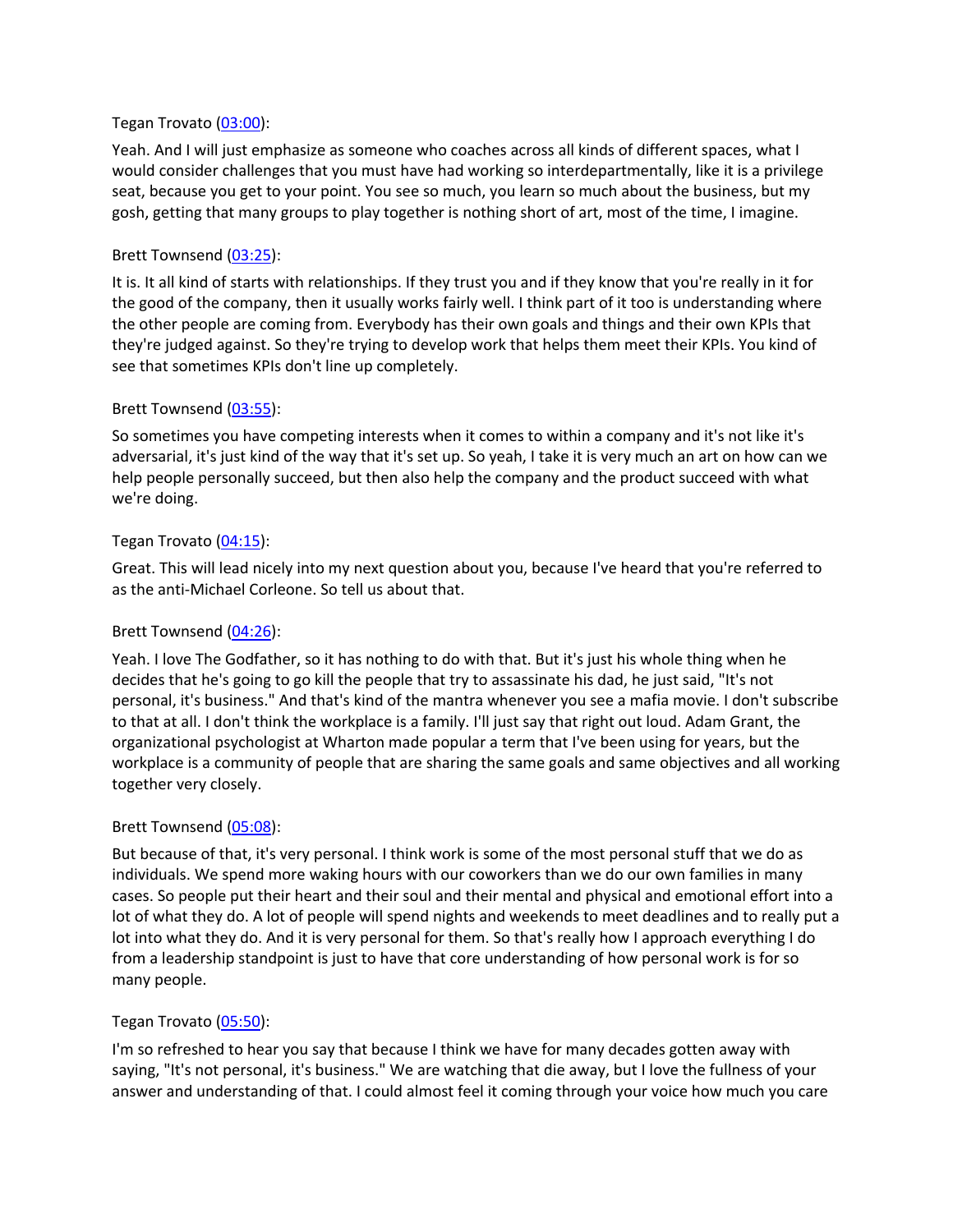Tegan Trovato ([03:00](#)):

Yeah. And I will just emphasize as someone who coaches across all kinds of different spaces, what I would consider challenges that you must have had working so interdepartmentally, like it is a privilege seat, because you get to your point. You see so much, you learn so much about the business, but my gosh, getting that many groups to play together is nothing short of art, most of the time, I imagine.

Brett Townsend ([03:25](#)):

It is. It all kind of starts with relationships. If they trust you and if they know that you're really in it for the good of the company, then it usually works fairly well. I think part of it too is understanding where the other people are coming from. Everybody has their own goals and things and their own KPIs that they're judged against. So they're trying to develop work that helps them meet their KPIs. You kind of see that sometimes KPIs don't line up completely.

Brett Townsend ([03:55](#)):

So sometimes you have competing interests when it comes to within a company and it's not like it's adversarial, it's just kind of the way that it's set up. So yeah, I take it is very much an art on how can we help people personally succeed, but then also help the company and the product succeed with what we're doing.

Tegan Trovato ([04:15](#)):

Great. This will lead nicely into my next question about you, because I've heard that you're referred to as the anti-Michael Corleone. So tell us about that.

Brett Townsend ([04:26](#)):

Yeah. I love The Godfather, so it has nothing to do with that. But it's just his whole thing when he decides that he's going to go kill the people that try to assassinate his dad, he just said, "It's not personal, it's business." And that's kind of the mantra whenever you see a mafia movie. I don't subscribe to that at all. I don't think the workplace is a family. I'll just say that right out loud. Adam Grant, the organizational psychologist at Wharton made popular a term that I've been using for years, but the workplace is a community of people that are sharing the same goals and same objectives and all working together very closely.

Brett Townsend ([05:08](#)):

But because of that, it's very personal. I think work is some of the most personal stuff that we do as individuals. We spend more waking hours with our coworkers than we do our own families in many cases. So people put their heart and their soul and their mental and physical and emotional effort into a lot of what they do. A lot of people will spend nights and weekends to meet deadlines and to really put a lot into what they do. And it is very personal for them. So that's really how I approach everything I do from a leadership standpoint is just to have that core understanding of how personal work is for so many people.

Tegan Trovato ([05:50](#)):

I'm so refreshed to hear you say that because I think we have for many decades gotten away with saying, "It's not personal, it's business." We are watching that die away, but I love the fullness of your answer and understanding of that. I could almost feel it coming through your voice how much you care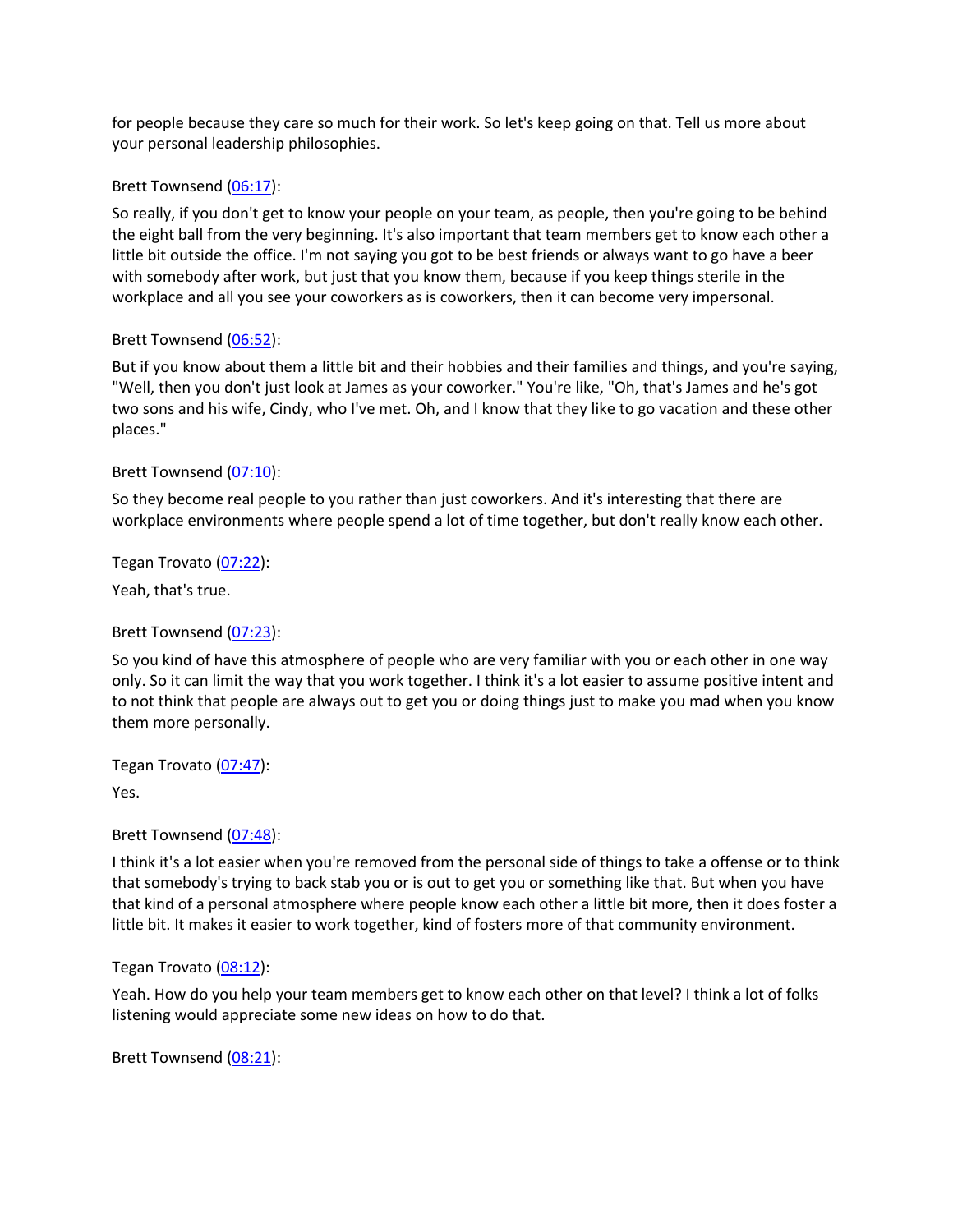for people because they care so much for their work. So let's keep going on that. Tell us more about your personal leadership philosophies.

Brett Townsend ([06:17](#)):

So really, if you don't get to know your people on your team, as people, then you're going to be behind the eight ball from the very beginning. It's also important that team members get to know each other a little bit outside the office. I'm not saying you got to be best friends or always want to go have a beer with somebody after work, but just that you know them, because if you keep things sterile in the workplace and all you see your coworkers as is coworkers, then it can become very impersonal.

Brett Townsend ([06:52](#)):

But if you know about them a little bit and their hobbies and their families and things, and you're saying, "Well, then you don't just look at James as your coworker." You're like, "Oh, that's James and he's got two sons and his wife, Cindy, who I've met. Oh, and I know that they like to go vacation and these other places."

Brett Townsend ([07:10](#)):

So they become real people to you rather than just coworkers. And it's interesting that there are workplace environments where people spend a lot of time together, but don't really know each other.

Tegan Trovato ([07:22](#)):

Yeah, that's true.

Brett Townsend ([07:23](#)):

So you kind of have this atmosphere of people who are very familiar with you or each other in one way only. So it can limit the way that you work together. I think it's a lot easier to assume positive intent and to not think that people are always out to get you or doing things just to make you mad when you know them more personally.

Tegan Trovato ([07:47](#)):

Yes.

Brett Townsend ([07:48](#)):

I think it's a lot easier when you're removed from the personal side of things to take a offense or to think that somebody's trying to back stab you or is out to get you or something like that. But when you have that kind of a personal atmosphere where people know each other a little bit more, then it does foster a little bit. It makes it easier to work together, kind of fosters more of that community environment.

Tegan Trovato ([08:12](#)):

Yeah. How do you help your team members get to know each other on that level? I think a lot of folks listening would appreciate some new ideas on how to do that.

Brett Townsend ([08:21](#)):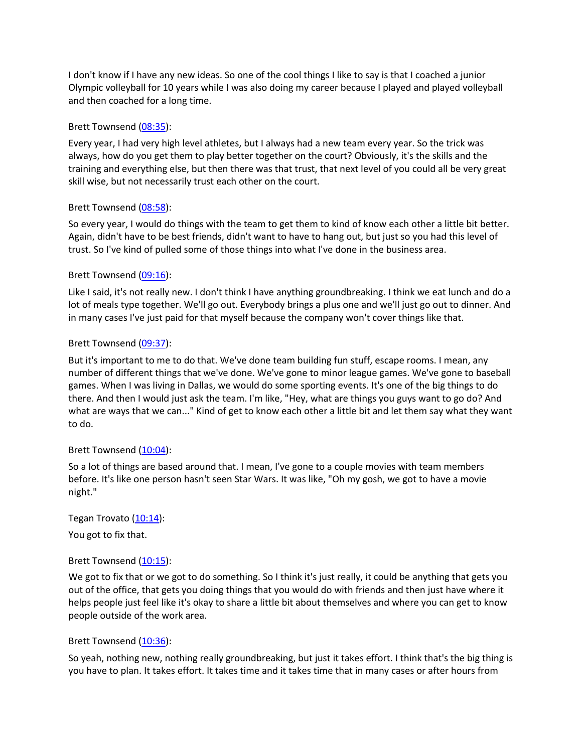I don't know if I have any new ideas. So one of the cool things I like to say is that I coached a junior Olympic volleyball for 10 years while I was also doing my career because I played and played volleyball and then coached for a long time.

Brett Townsend (08:35):

Every year, I had very high level athletes, but I always had a new team every year. So the trick was always, how do you get them to play better together on the court? Obviously, it's the skills and the training and everything else, but then there was that trust, that next level of you could all be very great skill wise, but not necessarily trust each other on the court.

Brett Townsend (08:58):

So every year, I would do things with the team to get them to kind of know each other a little bit better. Again, didn't have to be best friends, didn't want to have to hang out, but just so you had this level of trust. So I've kind of pulled some of those things into what I've done in the business area.

Brett Townsend (09:16):

Like I said, it's not really new. I don't think I have anything groundbreaking. I think we eat lunch and do a lot of meals type together. We'll go out. Everybody brings a plus one and we'll just go out to dinner. And in many cases I've just paid for that myself because the company won't cover things like that.

Brett Townsend (09:37):

But it's important to me to do that. We've done team building fun stuff, escape rooms. I mean, any number of different things that we've done. We've gone to minor league games. We've gone to baseball games. When I was living in Dallas, we would do some sporting events. It's one of the big things to do there. And then I would just ask the team. I'm like, "Hey, what are things you guys want to go do? And what are ways that we can..." Kind of get to know each other a little bit and let them say what they want to do.

Brett Townsend (10:04):

So a lot of things are based around that. I mean, I've gone to a couple movies with team members before. It's like one person hasn't seen Star Wars. It was like, "Oh my gosh, we got to have a movie night."

Tegan Trovato (10:14):

You got to fix that.

Brett Townsend (10:15):

We got to fix that or we got to do something. So I think it's just really, it could be anything that gets you out of the office, that gets you doing things that you would do with friends and then just have where it helps people just feel like it's okay to share a little bit about themselves and where you can get to know people outside of the work area.

Brett Townsend (10:36):

So yeah, nothing new, nothing really groundbreaking, but just it takes effort. I think that's the big thing is you have to plan. It takes effort. It takes time and it takes time that in many cases or after hours from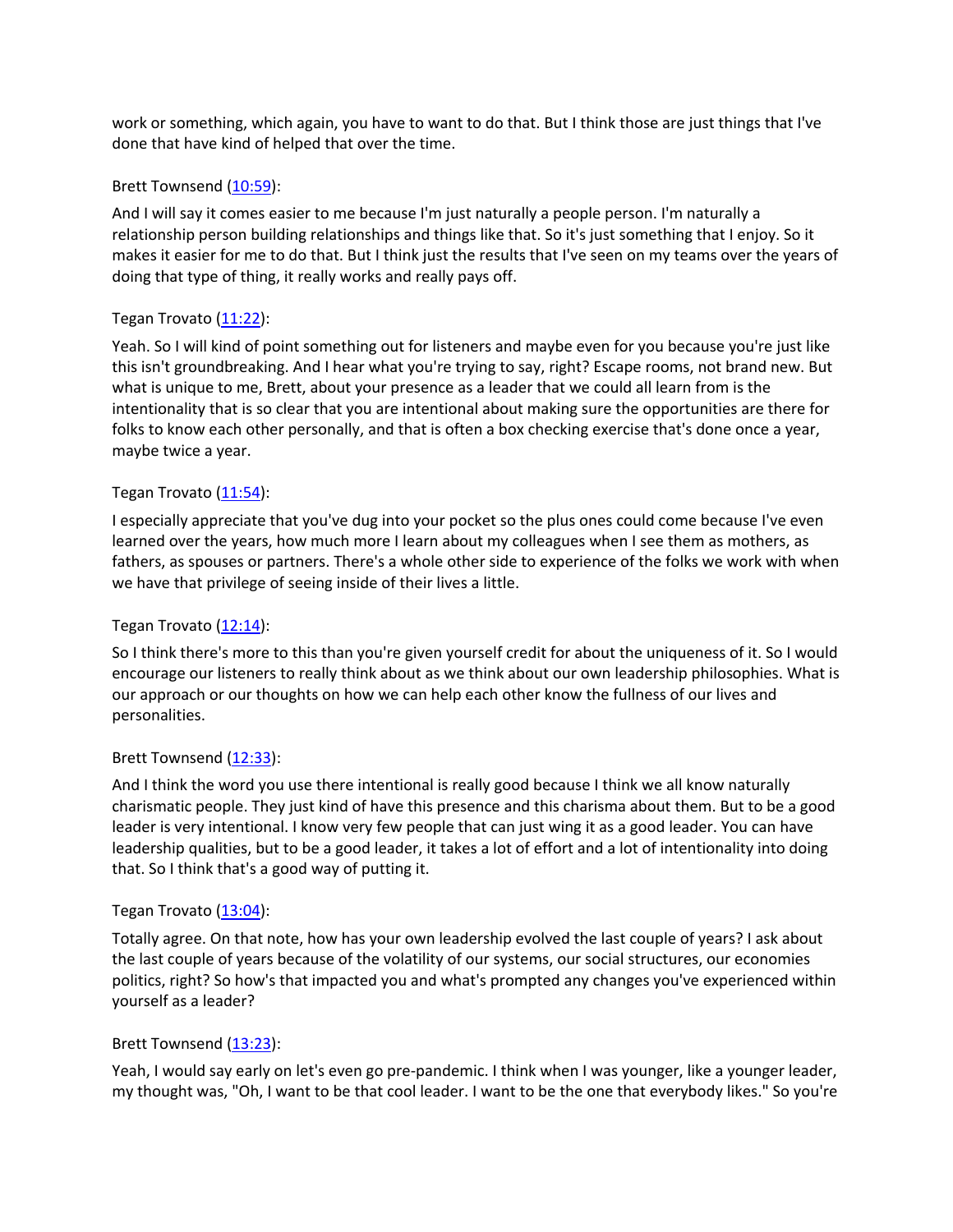work or something, which again, you have to want to do that. But I think those are just things that I've done that have kind of helped that over the time.

Brett Townsend ([10:59](#)):

And I will say it comes easier to me because I'm just naturally a people person. I'm naturally a relationship person building relationships and things like that. So it's just something that I enjoy. So it makes it easier for me to do that. But I think just the results that I've seen on my teams over the years of doing that type of thing, it really works and really pays off.

Tegan Trovato ([11:22](#)):

Yeah. So I will kind of point something out for listeners and maybe even for you because you're just like this isn't groundbreaking. And I hear what you're trying to say, right? Escape rooms, not brand new. But what is unique to me, Brett, about your presence as a leader that we could all learn from is the intentionality that is so clear that you are intentional about making sure the opportunities are there for folks to know each other personally, and that is often a box checking exercise that's done once a year, maybe twice a year.

Tegan Trovato ([11:54](#)):

I especially appreciate that you've dug into your pocket so the plus ones could come because I've even learned over the years, how much more I learn about my colleagues when I see them as mothers, as fathers, as spouses or partners. There's a whole other side to experience of the folks we work with when we have that privilege of seeing inside of their lives a little.

Tegan Trovato ([12:14](#)):

So I think there's more to this than you're given yourself credit for about the uniqueness of it. So I would encourage our listeners to really think about as we think about our own leadership philosophies. What is our approach or our thoughts on how we can help each other know the fullness of our lives and personalities.

Brett Townsend ([12:33](#)):

And I think the word you use there intentional is really good because I think we all know naturally charismatic people. They just kind of have this presence and this charisma about them. But to be a good leader is very intentional. I know very few people that can just wing it as a good leader. You can have leadership qualities, but to be a good leader, it takes a lot of effort and a lot of intentionality into doing that. So I think that's a good way of putting it.

Tegan Trovato ([13:04](#)):

Totally agree. On that note, how has your own leadership evolved the last couple of years? I ask about the last couple of years because of the volatility of our systems, our social structures, our economies politics, right? So how's that impacted you and what's prompted any changes you've experienced within yourself as a leader?

Brett Townsend ([13:23](#)):

Yeah, I would say early on let's even go pre-pandemic. I think when I was younger, like a younger leader, my thought was, "Oh, I want to be that cool leader. I want to be the one that everybody likes." So you're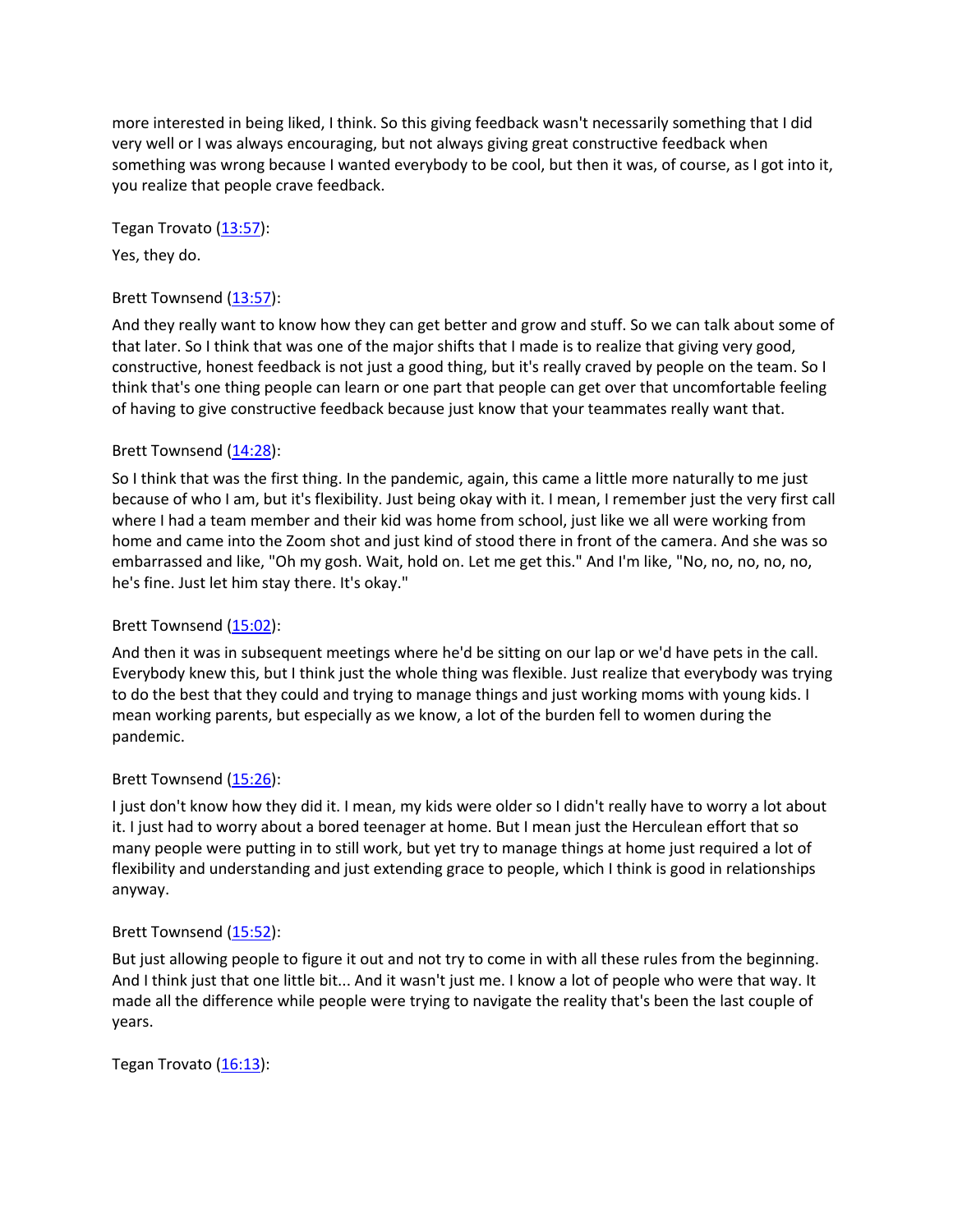more interested in being liked, I think. So this giving feedback wasn't necessarily something that I did very well or I was always encouraging, but not always giving great constructive feedback when something was wrong because I wanted everybody to be cool, but then it was, of course, as I got into it, you realize that people crave feedback.

Tegan Trovato ([13:57]):

Yes, they do.

Brett Townsend ([13:57]):

And they really want to know how they can get better and grow and stuff. So we can talk about some of that later. So I think that was one of the major shifts that I made is to realize that giving very good, constructive, honest feedback is not just a good thing, but it's really craved by people on the team. So I think that's one thing people can learn or one part that people can get over that uncomfortable feeling of having to give constructive feedback because just know that your teammates really want that.

Brett Townsend ([14:28]):

So I think that was the first thing. In the pandemic, again, this came a little more naturally to me just because of who I am, but it's flexibility. Just being okay with it. I mean, I remember just the very first call where I had a team member and their kid was home from school, just like we all were working from home and came into the Zoom shot and just kind of stood there in front of the camera. And she was so embarrassed and like, "Oh my gosh. Wait, hold on. Let me get this." And I'm like, "No, no, no, no, no, he's fine. Just let him stay there. It's okay."

Brett Townsend ([15:02]):

And then it was in subsequent meetings where he'd be sitting on our lap or we'd have pets in the call. Everybody knew this, but I think just the whole thing was flexible. Just realize that everybody was trying to do the best that they could and trying to manage things and just working moms with young kids. I mean working parents, but especially as we know, a lot of the burden fell to women during the pandemic.

Brett Townsend ([15:26]):

I just don't know how they did it. I mean, my kids were older so I didn't really have to worry a lot about it. I just had to worry about a bored teenager at home. But I mean just the Herculean effort that so many people were putting in to still work, but yet try to manage things at home just required a lot of flexibility and understanding and just extending grace to people, which I think is good in relationships anyway.

Brett Townsend ([15:52]):

But just allowing people to figure it out and not try to come in with all these rules from the beginning. And I think just that one little bit... And it wasn't just me. I know a lot of people who were that way. It made all the difference while people were trying to navigate the reality that's been the last couple of years.

Tegan Trovato ([16:13]):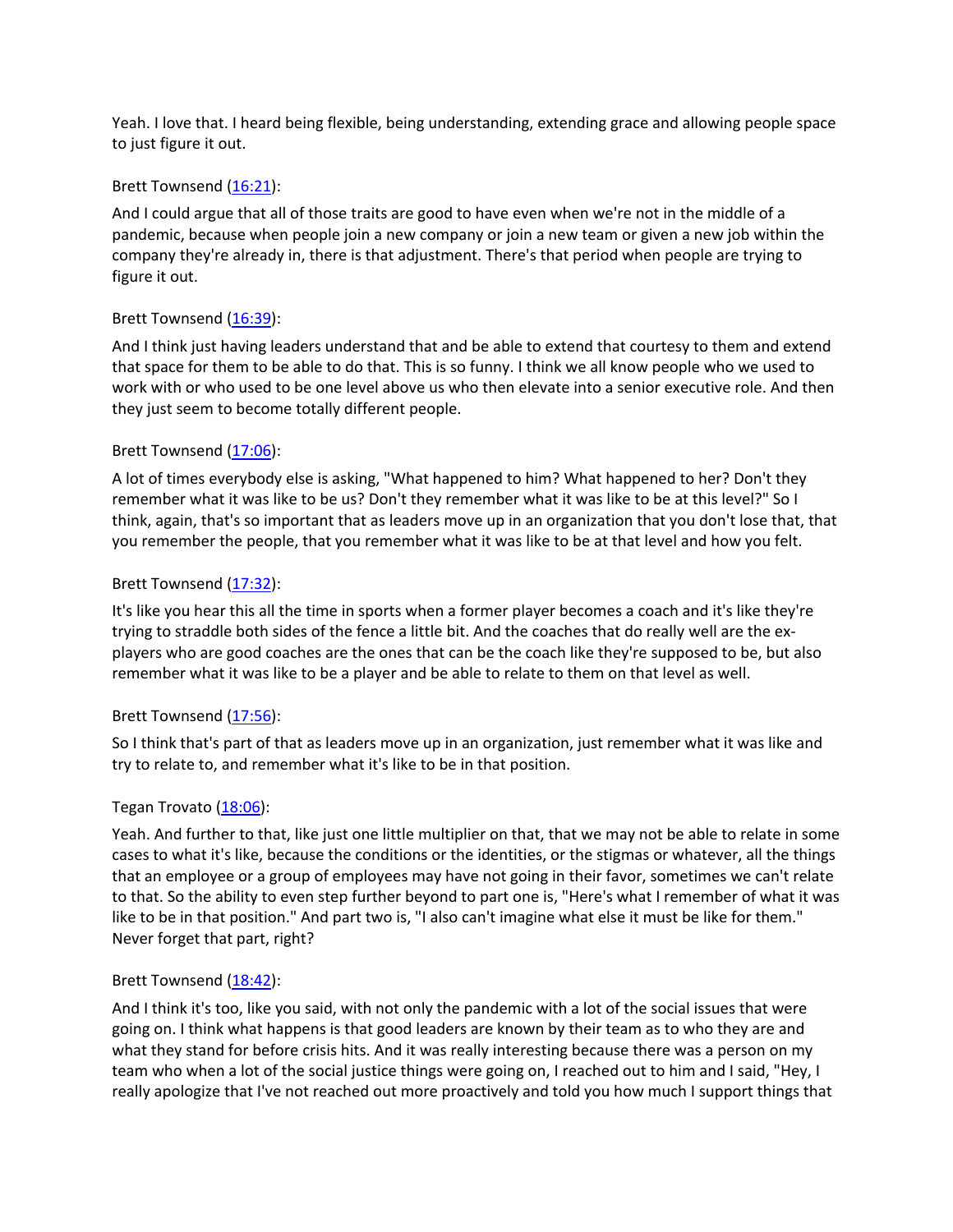Yeah. I love that. I heard being flexible, being understanding, extending grace and allowing people space to just figure it out.

Brett Townsend ([16:21]):

And I could argue that all of those traits are good to have even when we're not in the middle of a pandemic, because when people join a new company or join a new team or given a new job within the company they're already in, there is that adjustment. There's that period when people are trying to figure it out.

Brett Townsend ([16:39]):

And I think just having leaders understand that and be able to extend that courtesy to them and extend that space for them to be able to do that. This is so funny. I think we all know people who we used to work with or who used to be one level above us who then elevate into a senior executive role. And then they just seem to become totally different people.

Brett Townsend ([17:06]):

A lot of times everybody else is asking, "What happened to him? What happened to her? Don't they remember what it was like to be us? Don't they remember what it was like to be at this level?" So I think, again, that's so important that as leaders move up in an organization that you don't lose that, that you remember the people, that you remember what it was like to be at that level and how you felt.

Brett Townsend ([17:32]):

It's like you hear this all the time in sports when a former player becomes a coach and it's like they're trying to straddle both sides of the fence a little bit. And the coaches that do really well are the ex-players who are good coaches are the ones that can be the coach like they're supposed to be, but also remember what it was like to be a player and be able to relate to them on that level as well.

Brett Townsend ([17:56]):

So I think that's part of that as leaders move up in an organization, just remember what it was like and try to relate to, and remember what it's like to be in that position.

Tegan Trovato ([18:06]):

Yeah. And further to that, like just one little multiplier on that, that we may not be able to relate in some cases to what it's like, because the conditions or the identities, or the stigmas or whatever, all the things that an employee or a group of employees may have not going in their favor, sometimes we can't relate to that. So the ability to even step further beyond to part one is, "Here's what I remember of what it was like to be in that position." And part two is, "I also can't imagine what else it must be like for them." Never forget that part, right?

Brett Townsend ([18:42]):

And I think it's too, like you said, with not only the pandemic with a lot of the social issues that were going on. I think what happens is that good leaders are known by their team as to who they are and what they stand for before crisis hits. And it was really interesting because there was a person on my team who when a lot of the social justice things were going on, I reached out to him and I said, "Hey, I really apologize that I've not reached out more proactively and told you how much I support things that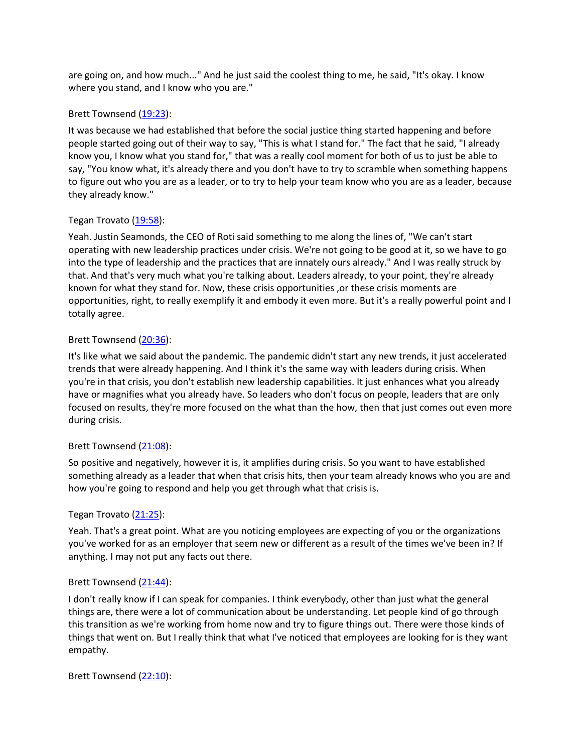are going on, and how much..." And he just said the coolest thing to me, he said, "It's okay. I know where you stand, and I know who you are."

Brett Townsend ([19:23](#)):

It was because we had established that before the social justice thing started happening and before people started going out of their way to say, "This is what I stand for." The fact that he said, "I already know you, I know what you stand for," that was a really cool moment for both of us to just be able to say, "You know what, it's already there and you don't have to try to scramble when something happens to figure out who you are as a leader, or to try to help your team know who you are as a leader, because they already know."

Tegan Trovato ([19:58](#)):

Yeah. Justin Seamonds, the CEO of Roti said something to me along the lines of, "We can't start operating with new leadership practices under crisis. We're not going to be good at it, so we have to go into the type of leadership and the practices that are innately ours already." And I was really struck by that. And that's very much what you're talking about. Leaders already, to your point, they're already known for what they stand for. Now, these crisis opportunities ,or these crisis moments are opportunities, right, to really exemplify it and embody it even more. But it's a really powerful point and I totally agree.

Brett Townsend ([20:36](#)):

It's like what we said about the pandemic. The pandemic didn't start any new trends, it just accelerated trends that were already happening. And I think it's the same way with leaders during crisis. When you're in that crisis, you don't establish new leadership capabilities. It just enhances what you already have or magnifies what you already have. So leaders who don't focus on people, leaders that are only focused on results, they're more focused on the what than the how, then that just comes out even more during crisis.

Brett Townsend ([21:08](#)):

So positive and negatively, however it is, it amplifies during crisis. So you want to have established something already as a leader that when that crisis hits, then your team already knows who you are and how you're going to respond and help you get through what that crisis is.

Tegan Trovato ([21:25](#)):

Yeah. That's a great point. What are you noticing employees are expecting of you or the organizations you've worked for as an employer that seem new or different as a result of the times we've been in? If anything. I may not put any facts out there.

Brett Townsend ([21:44](#)):

I don't really know if I can speak for companies. I think everybody, other than just what the general things are, there were a lot of communication about be understanding. Let people kind of go through this transition as we're working from home now and try to figure things out. There were those kinds of things that went on. But I really think that what I've noticed that employees are looking for is they want empathy.

Brett Townsend ([22:10](#)):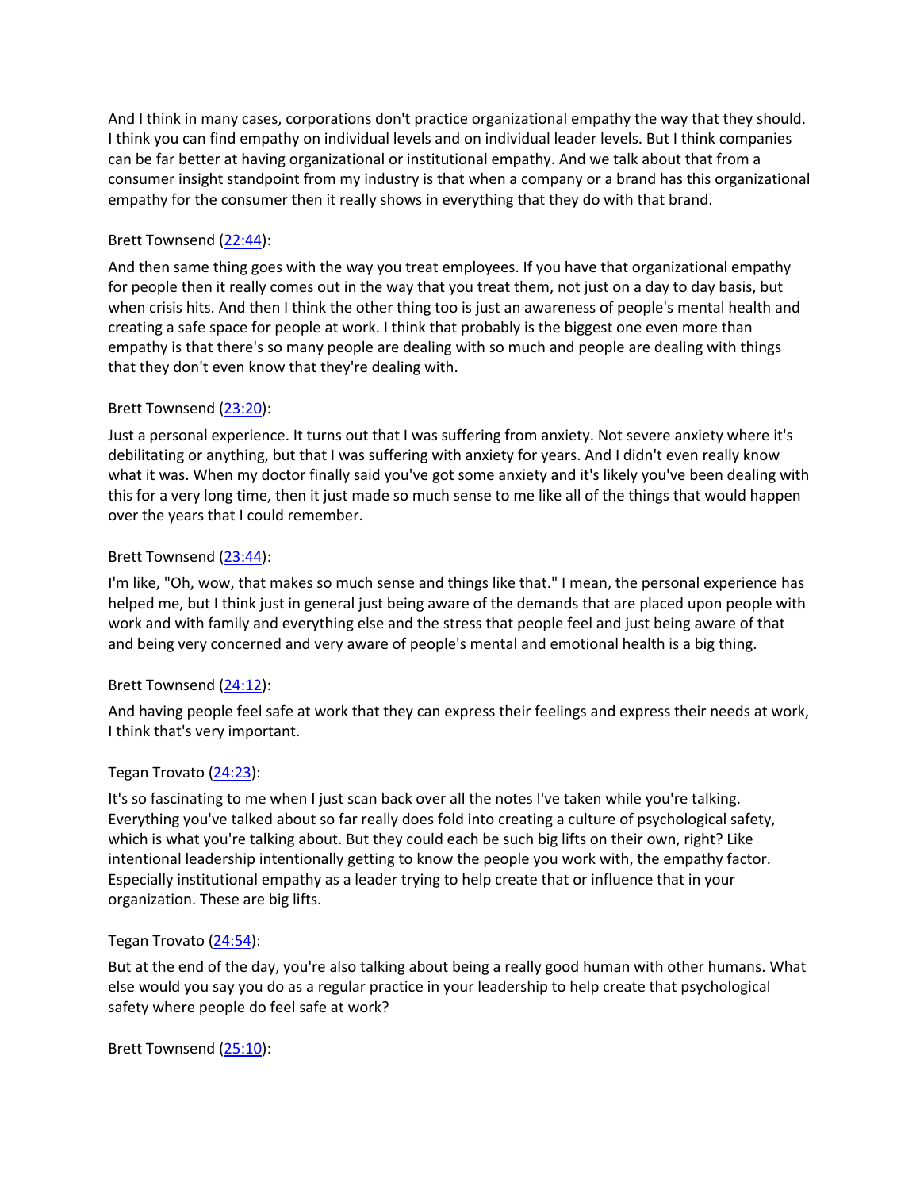And I think in many cases, corporations don't practice organizational empathy the way that they should. I think you can find empathy on individual levels and on individual leader levels. But I think companies can be far better at having organizational or institutional empathy. And we talk about that from a consumer insight standpoint from my industry is that when a company or a brand has this organizational empathy for the consumer then it really shows in everything that they do with that brand.

Brett Townsend ([22:44]):

And then same thing goes with the way you treat employees. If you have that organizational empathy for people then it really comes out in the way that you treat them, not just on a day to day basis, but when crisis hits. And then I think the other thing too is just an awareness of people's mental health and creating a safe space for people at work. I think that probably is the biggest one even more than empathy is that there's so many people are dealing with so much and people are dealing with things that they don't even know that they're dealing with.

Brett Townsend ([23:20]):

Just a personal experience. It turns out that I was suffering from anxiety. Not severe anxiety where it's debilitating or anything, but that I was suffering with anxiety for years. And I didn't even really know what it was. When my doctor finally said you've got some anxiety and it's likely you've been dealing with this for a very long time, then it just made so much sense to me like all of the things that would happen over the years that I could remember.

Brett Townsend ([23:44]):

I'm like, "Oh, wow, that makes so much sense and things like that." I mean, the personal experience has helped me, but I think just in general just being aware of the demands that are placed upon people with work and with family and everything else and the stress that people feel and just being aware of that and being very concerned and very aware of people's mental and emotional health is a big thing.

Brett Townsend ([24:12]):

And having people feel safe at work that they can express their feelings and express their needs at work, I think that's very important.

Tegan Trovato ([24:23]):

It's so fascinating to me when I just scan back over all the notes I've taken while you're talking. Everything you've talked about so far really does fold into creating a culture of psychological safety, which is what you're talking about. But they could each be such big lifts on their own, right? Like intentional leadership intentionally getting to know the people you work with, the empathy factor. Especially institutional empathy as a leader trying to help create that or influence that in your organization. These are big lifts.

Tegan Trovato ([24:54]):

But at the end of the day, you're also talking about being a really good human with other humans. What else would you say you do as a regular practice in your leadership to help create that psychological safety where people do feel safe at work?

Brett Townsend ([25:10]):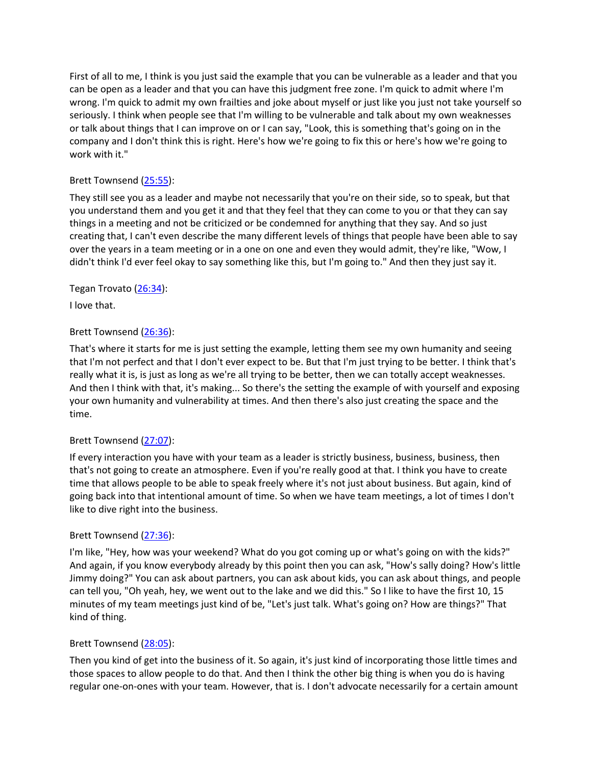First of all to me, I think is you just said the example that you can be vulnerable as a leader and that you can be open as a leader and that you can have this judgment free zone. I'm quick to admit where I'm wrong. I'm quick to admit my own frailties and joke about myself or just like you just not take yourself so seriously. I think when people see that I'm willing to be vulnerable and talk about my own weaknesses or talk about things that I can improve on or I can say, "Look, this is something that's going on in the company and I don't think this is right. Here's how we're going to fix this or here's how we're going to work with it."

Brett Townsend ([25:55]()):

They still see you as a leader and maybe not necessarily that you're on their side, so to speak, but that you understand them and you get it and that they feel that they can come to you or that they can say things in a meeting and not be criticized or be condemned for anything that they say. And so just creating that, I can't even describe the many different levels of things that people have been able to say over the years in a team meeting or in a one on one and even they would admit, they're like, "Wow, I didn't think I'd ever feel okay to say something like this, but I'm going to." And then they just say it.

Tegan Trovato ([26:34]()):

I love that.

Brett Townsend ([26:36]()):

That's where it starts for me is just setting the example, letting them see my own humanity and seeing that I'm not perfect and that I don't ever expect to be. But that I'm just trying to be better. I think that's really what it is, is just as long as we're all trying to be better, then we can totally accept weaknesses. And then I think with that, it's making... So there's the setting the example of with yourself and exposing your own humanity and vulnerability at times. And then there's also just creating the space and the time.

Brett Townsend ([27:07]()):

If every interaction you have with your team as a leader is strictly business, business, business, then that's not going to create an atmosphere. Even if you're really good at that. I think you have to create time that allows people to be able to speak freely where it's not just about business. But again, kind of going back into that intentional amount of time. So when we have team meetings, a lot of times I don't like to dive right into the business.

Brett Townsend ([27:36]()):

I'm like, "Hey, how was your weekend? What do you got coming up or what's going on with the kids?" And again, if you know everybody already by this point then you can ask, "How's sally doing? How's little Jimmy doing?" You can ask about partners, you can ask about kids, you can ask about things, and people can tell you, "Oh yeah, hey, we went out to the lake and we did this." So I like to have the first 10, 15 minutes of my team meetings just kind of be, "Let's just talk. What's going on? How are things?" That kind of thing.

Brett Townsend ([28:05]()):

Then you kind of get into the business of it. So again, it's just kind of incorporating those little times and those spaces to allow people to do that. And then I think the other big thing is when you do is having regular one-on-ones with your team. However, that is. I don't advocate necessarily for a certain amount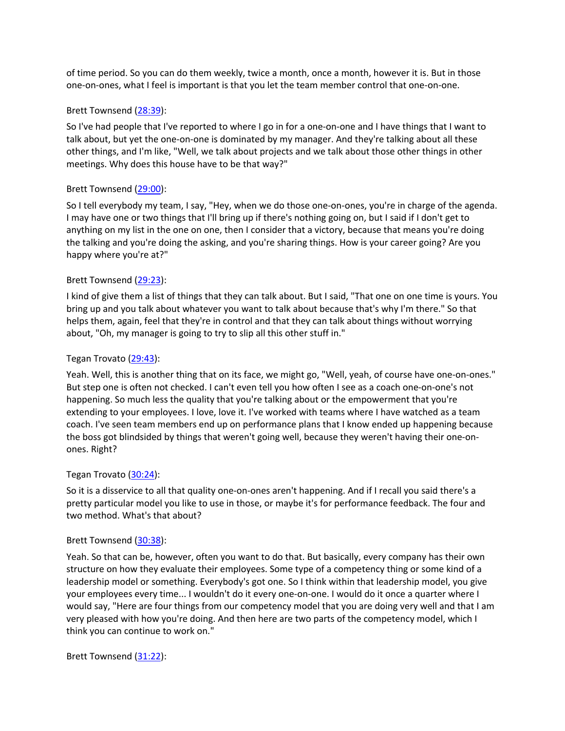of time period. So you can do them weekly, twice a month, once a month, however it is. But in those one-on-ones, what I feel is important is that you let the team member control that one-on-one.

Brett Townsend ([28:39](#)):

So I've had people that I've reported to where I go in for a one-on-one and I have things that I want to talk about, but yet the one-on-one is dominated by my manager. And they're talking about all these other things, and I'm like, "Well, we talk about projects and we talk about those other things in other meetings. Why does this house have to be that way?"

Brett Townsend ([29:00](#)):

So I tell everybody my team, I say, "Hey, when we do those one-on-ones, you're in charge of the agenda. I may have one or two things that I'll bring up if there's nothing going on, but I said if I don't get to anything on my list in the one on one, then I consider that a victory, because that means you're doing the talking and you're doing the asking, and you're sharing things. How is your career going? Are you happy where you're at?"

Brett Townsend ([29:23](#)):

I kind of give them a list of things that they can talk about. But I said, "That one on one time is yours. You bring up and you talk about whatever you want to talk about because that's why I'm there." So that helps them, again, feel that they're in control and that they can talk about things without worrying about, "Oh, my manager is going to try to slip all this other stuff in."

Tegan Trovato ([29:43](#)):

Yeah. Well, this is another thing that on its face, we might go, "Well, yeah, of course have one-on-ones." But step one is often not checked. I can't even tell you how often I see as a coach one-on-one's not happening. So much less the quality that you're talking about or the empowerment that you're extending to your employees. I love, love it. I've worked with teams where I have watched as a team coach. I've seen team members end up on performance plans that I know ended up happening because the boss got blindsided by things that weren't going well, because they weren't having their one-on-ones. Right?

Tegan Trovato ([30:24](#)):

So it is a disservice to all that quality one-on-ones aren't happening. And if I recall you said there's a pretty particular model you like to use in those, or maybe it's for performance feedback. The four and two method. What's that about?

Brett Townsend ([30:38](#)):

Yeah. So that can be, however, often you want to do that. But basically, every company has their own structure on how they evaluate their employees. Some type of a competency thing or some kind of a leadership model or something. Everybody's got one. So I think within that leadership model, you give your employees every time... I wouldn't do it every one-on-one. I would do it once a quarter where I would say, "Here are four things from our competency model that you are doing very well and that I am very pleased with how you're doing. And then here are two parts of the competency model, which I think you can continue to work on."

Brett Townsend ([31:22](#)):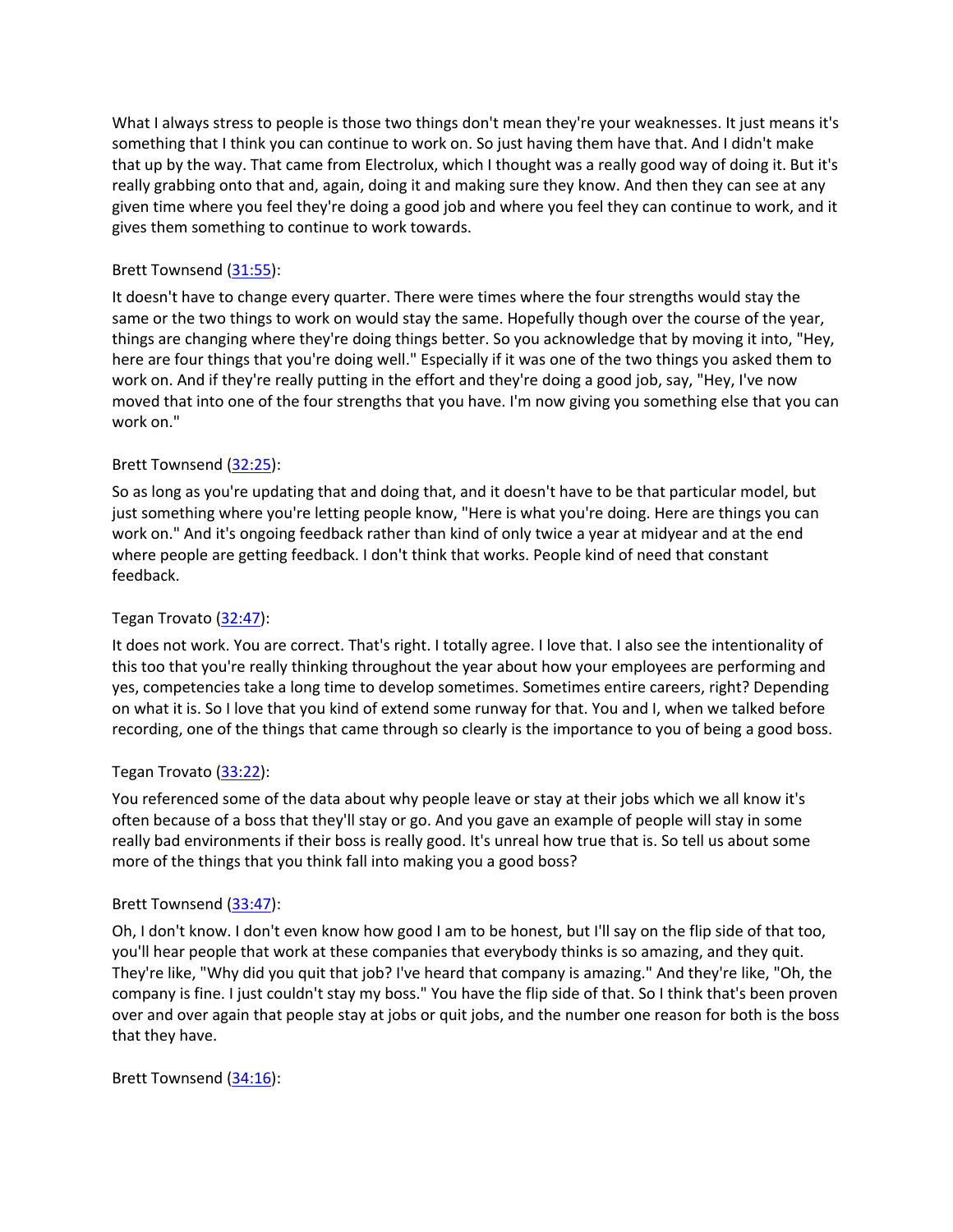What I always stress to people is those two things don't mean they're your weaknesses. It just means it's something that I think you can continue to work on. So just having them have that. And I didn't make that up by the way. That came from Electrolux, which I thought was a really good way of doing it. But it's really grabbing onto that and, again, doing it and making sure they know. And then they can see at any given time where you feel they're doing a good job and where you feel they can continue to work, and it gives them something to continue to work towards.

Brett Townsend (31:55):

It doesn't have to change every quarter. There were times where the four strengths would stay the same or the two things to work on would stay the same. Hopefully though over the course of the year, things are changing where they're doing things better. So you acknowledge that by moving it into, "Hey, here are four things that you're doing well." Especially if it was one of the two things you asked them to work on. And if they're really putting in the effort and they're doing a good job, say, "Hey, I've now moved that into one of the four strengths that you have. I'm now giving you something else that you can work on."

Brett Townsend (32:25):

So as long as you're updating that and doing that, and it doesn't have to be that particular model, but just something where you're letting people know, "Here is what you're doing. Here are things you can work on." And it's ongoing feedback rather than kind of only twice a year at midyear and at the end where people are getting feedback. I don't think that works. People kind of need that constant feedback.

Tegan Trovato (32:47):

It does not work. You are correct. That's right. I totally agree. I love that. I also see the intentionality of this too that you're really thinking throughout the year about how your employees are performing and yes, competencies take a long time to develop sometimes. Sometimes entire careers, right? Depending on what it is. So I love that you kind of extend some runway for that. You and I, when we talked before recording, one of the things that came through so clearly is the importance to you of being a good boss.

Tegan Trovato (33:22):

You referenced some of the data about why people leave or stay at their jobs which we all know it's often because of a boss that they'll stay or go. And you gave an example of people will stay in some really bad environments if their boss is really good. It's unreal how true that is. So tell us about some more of the things that you think fall into making you a good boss?

Brett Townsend (33:47):

Oh, I don't know. I don't even know how good I am to be honest, but I'll say on the flip side of that too, you'll hear people that work at these companies that everybody thinks is so amazing, and they quit. They're like, "Why did you quit that job? I've heard that company is amazing." And they're like, "Oh, the company is fine. I just couldn't stay my boss." You have the flip side of that. So I think that's been proven over and over again that people stay at jobs or quit jobs, and the number one reason for both is the boss that they have.

Brett Townsend (34:16):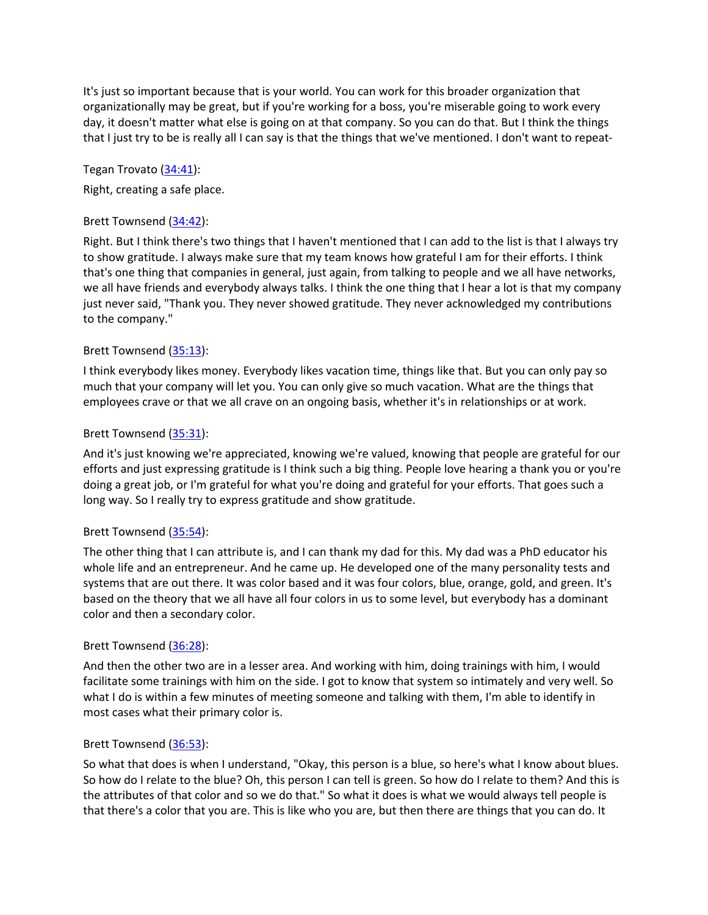It's just so important because that is your world. You can work for this broader organization that organizationally may be great, but if you're working for a boss, you're miserable going to work every day, it doesn't matter what else is going on at that company. So you can do that. But I think the things that I just try to be is really all I can say is that the things that we've mentioned. I don't want to repeat-

Tegan Trovato ([34:41](#)):

Right, creating a safe place.

Brett Townsend ([34:42](#)):

Right. But I think there's two things that I haven't mentioned that I can add to the list is that I always try to show gratitude. I always make sure that my team knows how grateful I am for their efforts. I think that's one thing that companies in general, just again, from talking to people and we all have networks, we all have friends and everybody always talks. I think the one thing that I hear a lot is that my company just never said, "Thank you. They never showed gratitude. They never acknowledged my contributions to the company."

Brett Townsend ([35:13](#)):

I think everybody likes money. Everybody likes vacation time, things like that. But you can only pay so much that your company will let you. You can only give so much vacation. What are the things that employees crave or that we all crave on an ongoing basis, whether it's in relationships or at work.

Brett Townsend ([35:31](#)):

And it's just knowing we're appreciated, knowing we're valued, knowing that people are grateful for our efforts and just expressing gratitude is I think such a big thing. People love hearing a thank you or you're doing a great job, or I'm grateful for what you're doing and grateful for your efforts. That goes such a long way. So I really try to express gratitude and show gratitude.

Brett Townsend ([35:54](#)):

The other thing that I can attribute is, and I can thank my dad for this. My dad was a PhD educator his whole life and an entrepreneur. And he came up. He developed one of the many personality tests and systems that are out there. It was color based and it was four colors, blue, orange, gold, and green. It's based on the theory that we all have all four colors in us to some level, but everybody has a dominant color and then a secondary color.

Brett Townsend ([36:28](#)):

And then the other two are in a lesser area. And working with him, doing trainings with him, I would facilitate some trainings with him on the side. I got to know that system so intimately and very well. So what I do is within a few minutes of meeting someone and talking with them, I'm able to identify in most cases what their primary color is.

Brett Townsend ([36:53](#)):

So what that does is when I understand, "Okay, this person is a blue, so here's what I know about blues. So how do I relate to the blue? Oh, this person I can tell is green. So how do I relate to them? And this is the attributes of that color and so we do that." So what it does is what we would always tell people is that there's a color that you are. This is like who you are, but then there are things that you can do. It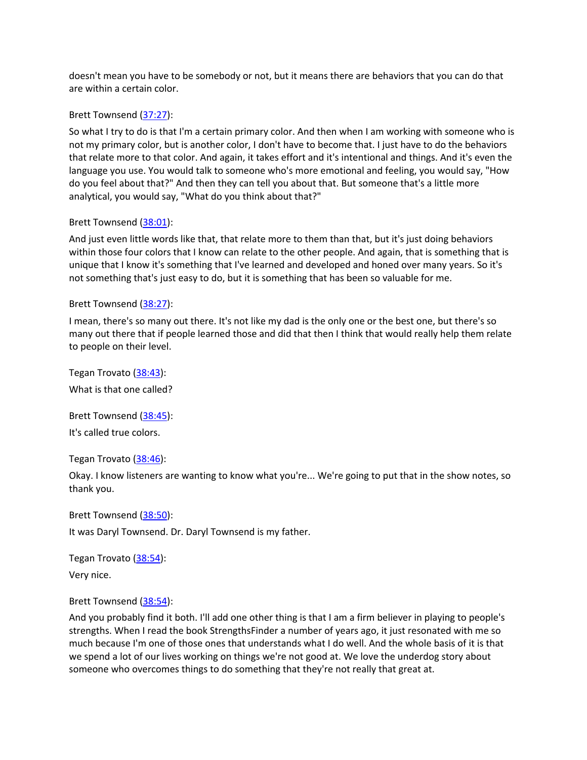doesn't mean you have to be somebody or not, but it means there are behaviors that you can do that are within a certain color.

Brett Townsend (37:27):

So what I try to do is that I'm a certain primary color. And then when I am working with someone who is not my primary color, but is another color, I don't have to become that. I just have to do the behaviors that relate more to that color. And again, it takes effort and it's intentional and things. And it's even the language you use. You would talk to someone who's more emotional and feeling, you would say, "How do you feel about that?" And then they can tell you about that. But someone that's a little more analytical, you would say, "What do you think about that?"

Brett Townsend (38:01):

And just even little words like that, that relate more to them than that, but it's just doing behaviors within those four colors that I know can relate to the other people. And again, that is something that is unique that I know it's something that I've learned and developed and honed over many years. So it's not something that's just easy to do, but it is something that has been so valuable for me.

Brett Townsend (38:27):

I mean, there's so many out there. It's not like my dad is the only one or the best one, but there's so many out there that if people learned those and did that then I think that would really help them relate to people on their level.

Tegan Trovato (38:43):

What is that one called?

Brett Townsend (38:45):

It's called true colors.

Tegan Trovato (38:46):

Okay. I know listeners are wanting to know what you're... We're going to put that in the show notes, so thank you.

Brett Townsend (38:50):

It was Daryl Townsend. Dr. Daryl Townsend is my father.

Tegan Trovato (38:54):

Very nice.

Brett Townsend (38:54):

And you probably find it both. I'll add one other thing is that I am a firm believer in playing to people's strengths. When I read the book StrengthsFinder a number of years ago, it just resonated with me so much because I'm one of those ones that understands what I do well. And the whole basis of it is that we spend a lot of our lives working on things we're not good at. We love the underdog story about someone who overcomes things to do something that they're not really that great at.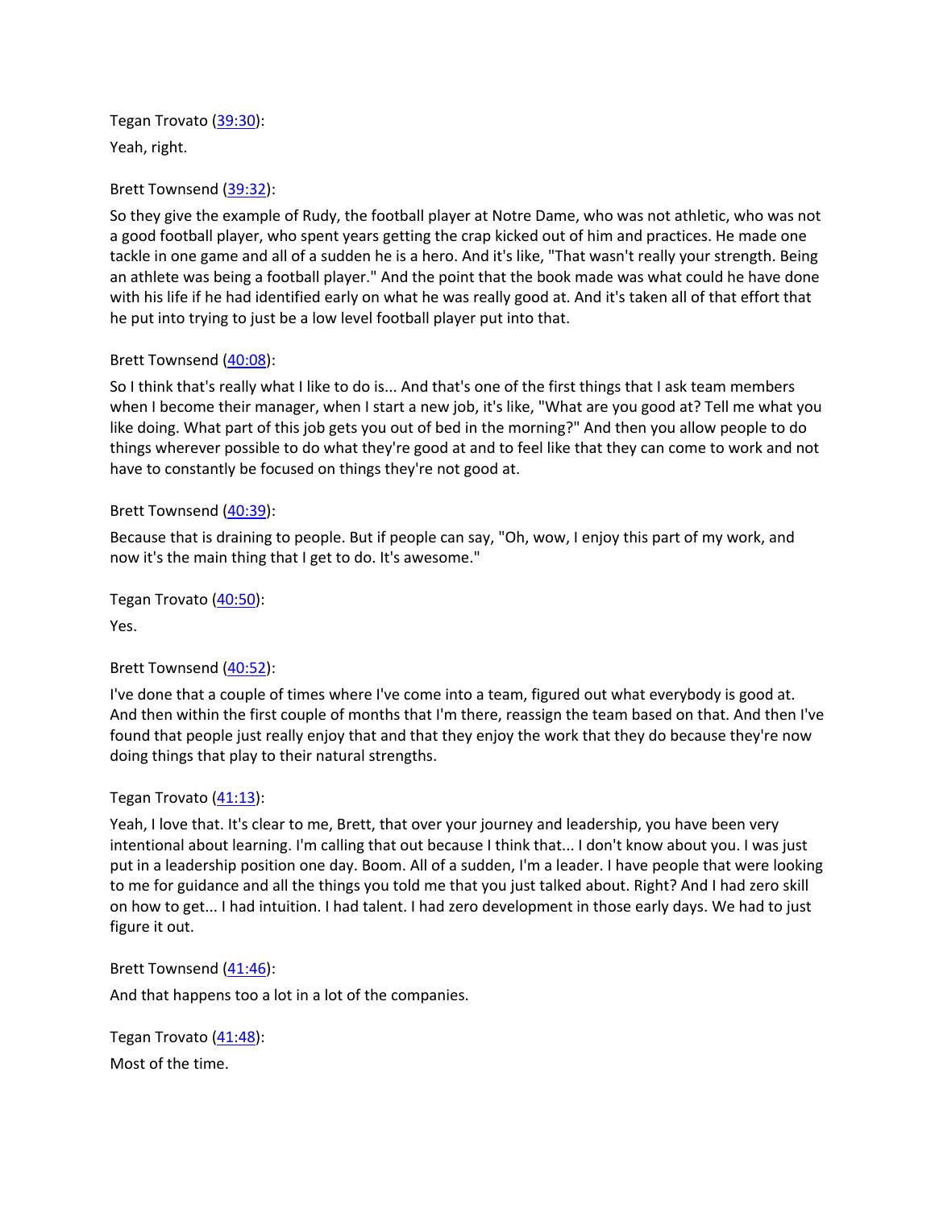Tegan Trovato ([39:30]()):

Yeah, right.

Brett Townsend ([39:32]()):

So they give the example of Rudy, the football player at Notre Dame, who was not athletic, who was not a good football player, who spent years getting the crap kicked out of him and practices. He made one tackle in one game and all of a sudden he is a hero. And it's like, "That wasn't really your strength. Being an athlete was being a football player." And the point that the book made was what could he have done with his life if he had identified early on what he was really good at. And it's taken all of that effort that he put into trying to just be a low level football player put into that.

Brett Townsend ([40:08]()):

So I think that's really what I like to do is... And that's one of the first things that I ask team members when I become their manager, when I start a new job, it's like, "What are you good at? Tell me what you like doing. What part of this job gets you out of bed in the morning?" And then you allow people to do things wherever possible to do what they're good at and to feel like that they can come to work and not have to constantly be focused on things they're not good at.

Brett Townsend ([40:39]()):

Because that is draining to people. But if people can say, "Oh, wow, I enjoy this part of my work, and now it's the main thing that I get to do. It's awesome."

Tegan Trovato ([40:50]()):

Yes.

Brett Townsend ([40:52]()):

I've done that a couple of times where I've come into a team, figured out what everybody is good at. And then within the first couple of months that I'm there, reassign the team based on that. And then I've found that people just really enjoy that and that they enjoy the work that they do because they're now doing things that play to their natural strengths.

Tegan Trovato ([41:13]()):

Yeah, I love that. It's clear to me, Brett, that over your journey and leadership, you have been very intentional about learning. I'm calling that out because I think that... I don't know about you. I was just put in a leadership position one day. Boom. All of a sudden, I'm a leader. I have people that were looking to me for guidance and all the things you told me that you just talked about. Right? And I had zero skill on how to get... I had intuition. I had talent. I had zero development in those early days. We had to just figure it out.

Brett Townsend ([41:46]()):

And that happens too a lot in a lot of the companies.

Tegan Trovato ([41:48]()):

Most of the time.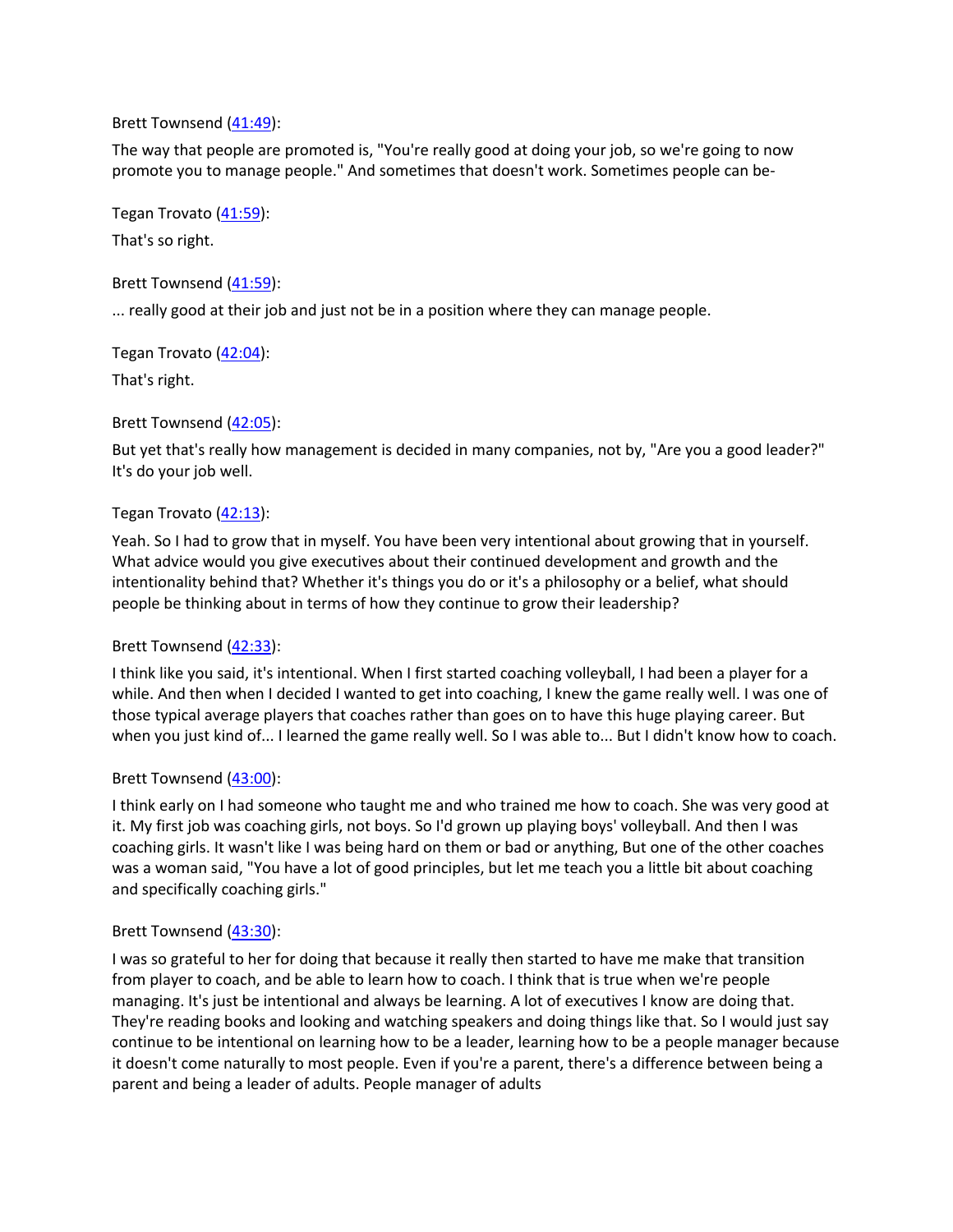Brett Townsend ([41:49](#)):

The way that people are promoted is, "You're really good at doing your job, so we're going to now promote you to manage people." And sometimes that doesn't work. Sometimes people can be-

Tegan Trovato ([41:59](#)):

That's so right.

Brett Townsend ([41:59](#)):

... really good at their job and just not be in a position where they can manage people.

Tegan Trovato ([42:04](#)):

That's right.

Brett Townsend ([42:05](#)):

But yet that's really how management is decided in many companies, not by, "Are you a good leader?" It's do your job well.

Tegan Trovato ([42:13](#)):

Yeah. So I had to grow that in myself. You have been very intentional about growing that in yourself. What advice would you give executives about their continued development and growth and the intentionality behind that? Whether it's things you do or it's a philosophy or a belief, what should people be thinking about in terms of how they continue to grow their leadership?

Brett Townsend ([42:33](#)):

I think like you said, it's intentional. When I first started coaching volleyball, I had been a player for a while. And then when I decided I wanted to get into coaching, I knew the game really well. I was one of those typical average players that coaches rather than goes on to have this huge playing career. But when you just kind of... I learned the game really well. So I was able to... But I didn't know how to coach.

Brett Townsend ([43:00](#)):

I think early on I had someone who taught me and who trained me how to coach. She was very good at it. My first job was coaching girls, not boys. So I'd grown up playing boys' volleyball. And then I was coaching girls. It wasn't like I was being hard on them or bad or anything, But one of the other coaches was a woman said, "You have a lot of good principles, but let me teach you a little bit about coaching and specifically coaching girls."

Brett Townsend ([43:30](#)):

I was so grateful to her for doing that because it really then started to have me make that transition from player to coach, and be able to learn how to coach. I think that is true when we're people managing. It's just be intentional and always be learning. A lot of executives I know are doing that. They're reading books and looking and watching speakers and doing things like that. So I would just say continue to be intentional on learning how to be a leader, learning how to be a people manager because it doesn't come naturally to most people. Even if you're a parent, there's a difference between being a parent and being a leader of adults. People manager of adults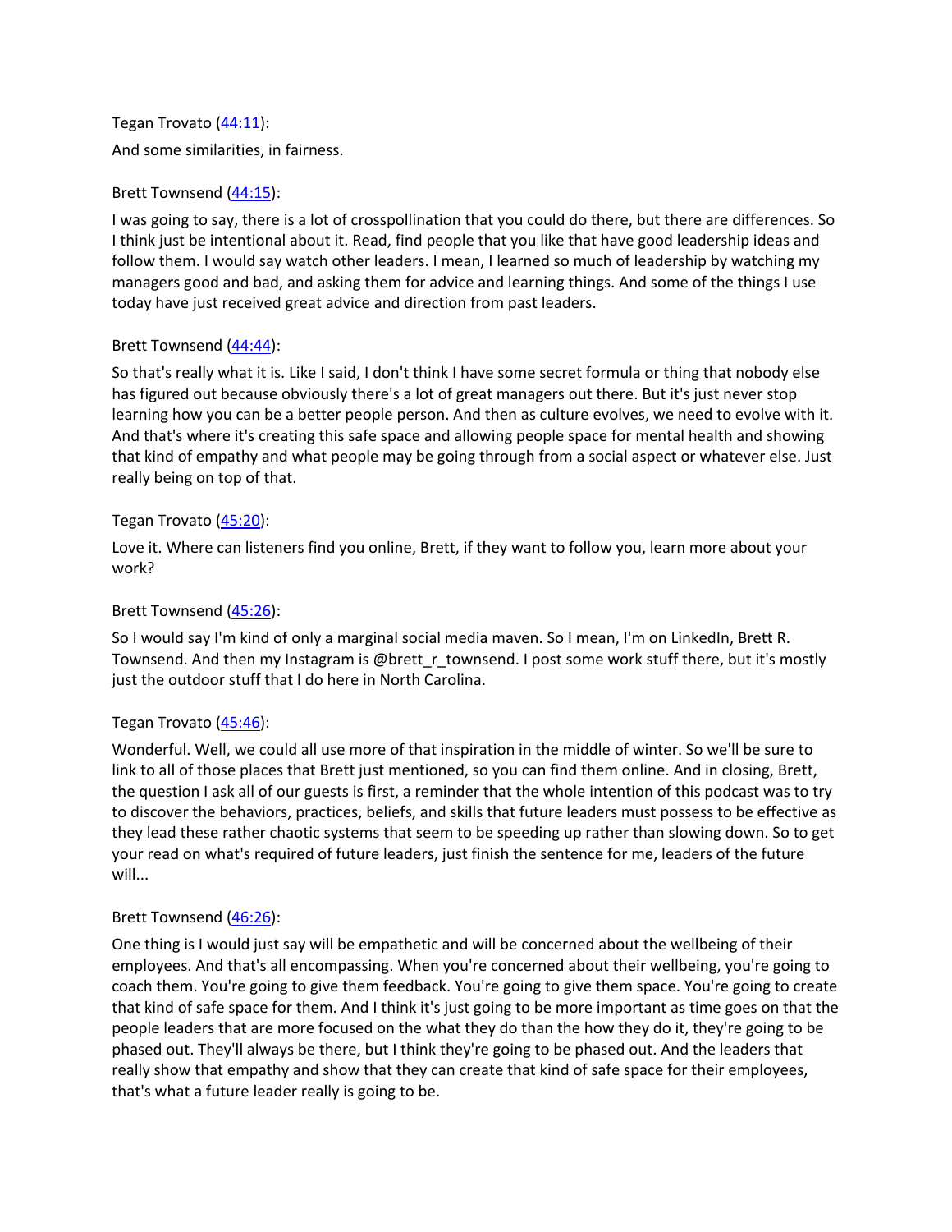Tegan Trovato ([44:11](#)):

And some similarities, in fairness.

Brett Townsend ([44:15](#)):

I was going to say, there is a lot of crosspollination that you could do there, but there are differences. So I think just be intentional about it. Read, find people that you like that have good leadership ideas and follow them. I would say watch other leaders. I mean, I learned so much of leadership by watching my managers good and bad, and asking them for advice and learning things. And some of the things I use today have just received great advice and direction from past leaders.

Brett Townsend ([44:44](#)):

So that's really what it is. Like I said, I don't think I have some secret formula or thing that nobody else has figured out because obviously there's a lot of great managers out there. But it's just never stop learning how you can be a better people person. And then as culture evolves, we need to evolve with it. And that's where it's creating this safe space and allowing people space for mental health and showing that kind of empathy and what people may be going through from a social aspect or whatever else. Just really being on top of that.

Tegan Trovato ([45:20](#)):

Love it. Where can listeners find you online, Brett, if they want to follow you, learn more about your work?

Brett Townsend ([45:26](#)):

So I would say I'm kind of only a marginal social media maven. So I mean, I'm on LinkedIn, Brett R. Townsend. And then my Instagram is @brett_r_townsend. I post some work stuff there, but it's mostly just the outdoor stuff that I do here in North Carolina.

Tegan Trovato ([45:46](#)):

Wonderful. Well, we could all use more of that inspiration in the middle of winter. So we'll be sure to link to all of those places that Brett just mentioned, so you can find them online. And in closing, Brett, the question I ask all of our guests is first, a reminder that the whole intention of this podcast was to try to discover the behaviors, practices, beliefs, and skills that future leaders must possess to be effective as they lead these rather chaotic systems that seem to be speeding up rather than slowing down. So to get your read on what's required of future leaders, just finish the sentence for me, leaders of the future will...

Brett Townsend ([46:26](#)):

One thing is I would just say will be empathetic and will be concerned about the wellbeing of their employees. And that's all encompassing. When you're concerned about their wellbeing, you're going to coach them. You're going to give them feedback. You're going to give them space. You're going to create that kind of safe space for them. And I think it's just going to be more important as time goes on that the people leaders that are more focused on the what they do than the how they do it, they're going to be phased out. They'll always be there, but I think they're going to be phased out. And the leaders that really show that empathy and show that they can create that kind of safe space for their employees, that's what a future leader really is going to be.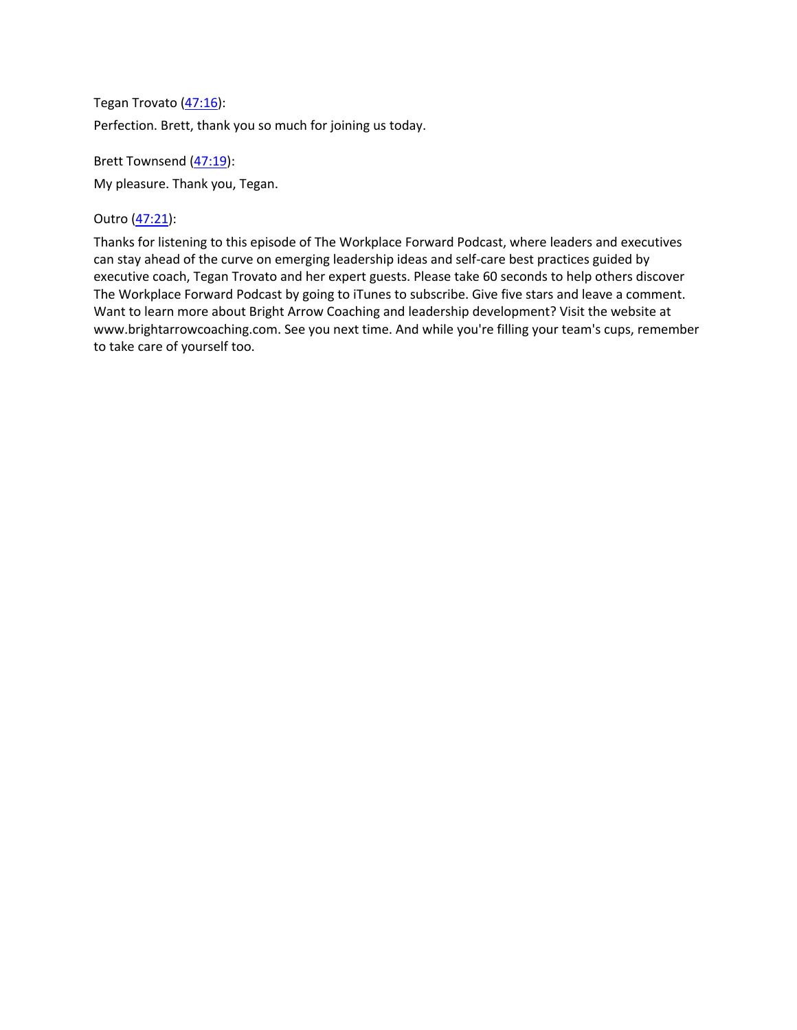Tegan Trovato ([47:16]()):

Perfection. Brett, thank you so much for joining us today.

Brett Townsend ([47:19]()):

My pleasure. Thank you, Tegan.

Outro ([47:21]()):

Thanks for listening to this episode of The Workplace Forward Podcast, where leaders and executives can stay ahead of the curve on emerging leadership ideas and self-care best practices guided by executive coach, Tegan Trovato and her expert guests. Please take 60 seconds to help others discover The Workplace Forward Podcast by going to iTunes to subscribe. Give five stars and leave a comment. Want to learn more about Bright Arrow Coaching and leadership development? Visit the website at www.brightarrowcoaching.com. See you next time. And while you're filling your team's cups, remember to take care of yourself too.